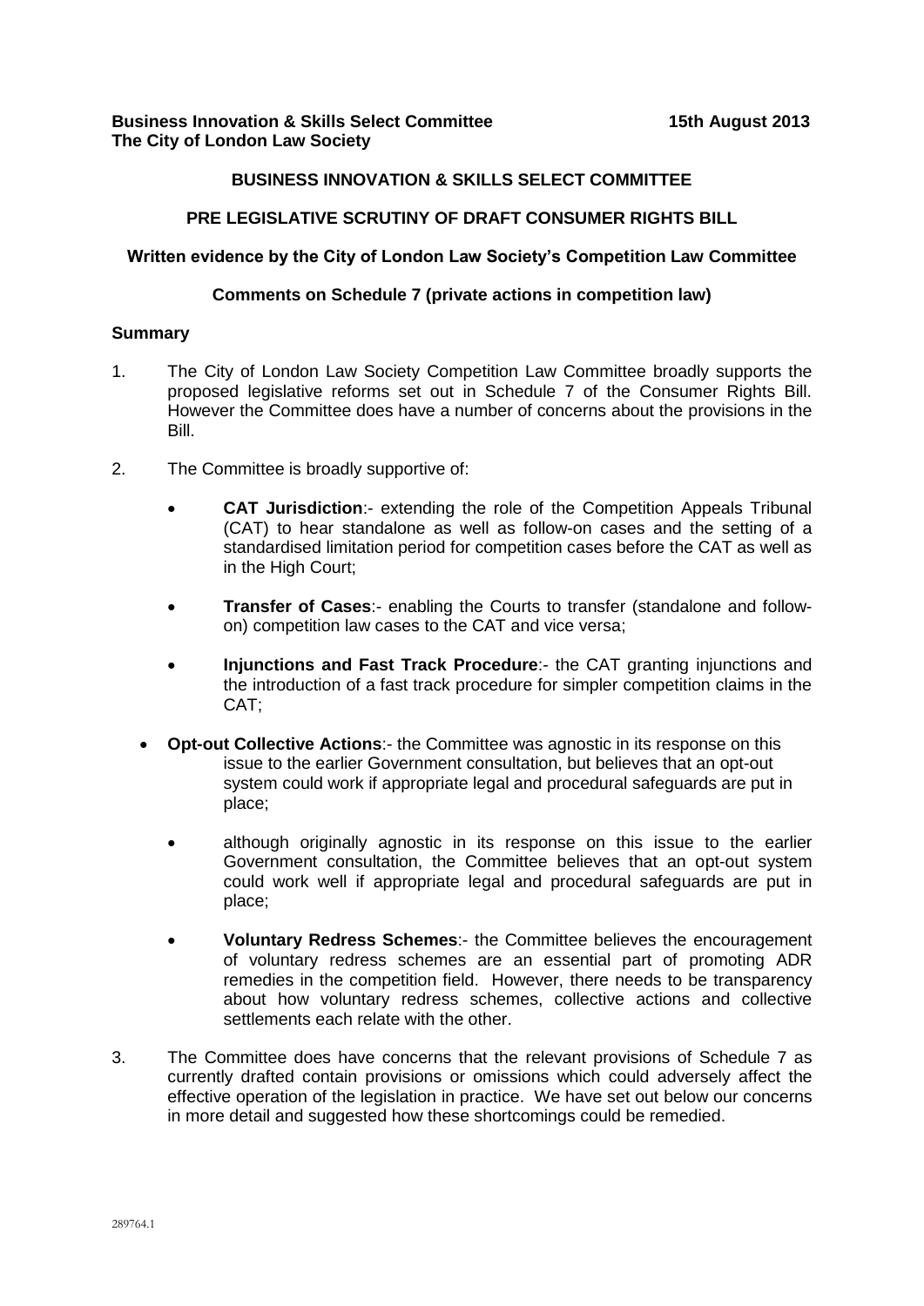**Business Innovation & Skills Select Committee** **15th August 2013**
**The City of London Law Society**

## BUSINESS INNOVATION & SKILLS SELECT COMMITTEE

## PRE LEGISLATIVE SCRUTINY OF DRAFT CONSUMER RIGHTS BILL

### Written evidence by the City of London Law Society's Competition Law Committee

### Comments on Schedule 7 (private actions in competition law)

**Summary**

1. The City of London Law Society Competition Law Committee broadly supports the proposed legislative reforms set out in Schedule 7 of the Consumer Rights Bill. However the Committee does have a number of concerns about the provisions in the Bill.

2. The Committee is broadly supportive of:

   - **CAT Jurisdiction**:- extending the role of the Competition Appeals Tribunal (CAT) to hear standalone as well as follow-on cases and the setting of a standardised limitation period for competition cases before the CAT as well as in the High Court;

   - **Transfer of Cases**:- enabling the Courts to transfer (standalone and follow-on) competition law cases to the CAT and vice versa;

   - **Injunctions and Fast Track Procedure**:- the CAT granting injunctions and the introduction of a fast track procedure for simpler competition claims in the CAT;

   - **Opt-out Collective Actions**:- the Committee was agnostic in its response on this issue to the earlier Government consultation, but believes that an opt-out system could work if appropriate legal and procedural safeguards are put in place;

   - although originally agnostic in its response on this issue to the earlier Government consultation, the Committee believes that an opt-out system could work well if appropriate legal and procedural safeguards are put in place;

   - **Voluntary Redress Schemes**:- the Committee believes the encouragement of voluntary redress schemes are an essential part of promoting ADR remedies in the competition field. However, there needs to be transparency about how voluntary redress schemes, collective actions and collective settlements each relate with the other.

3. The Committee does have concerns that the relevant provisions of Schedule 7 as currently drafted contain provisions or omissions which could adversely affect the effective operation of the legislation in practice. We have set out below our concerns in more detail and suggested how these shortcomings could be remedied.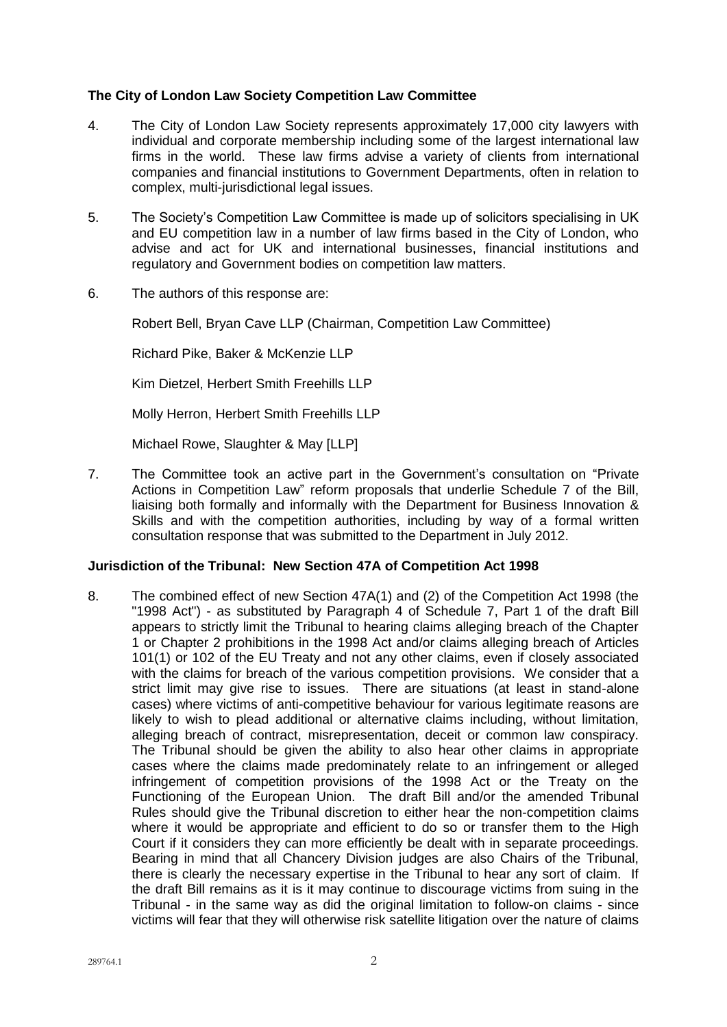**The City of London Law Society Competition Law Committee**

4. The City of London Law Society represents approximately 17,000 city lawyers with individual and corporate membership including some of the largest international law firms in the world. These law firms advise a variety of clients from international companies and financial institutions to Government Departments, often in relation to complex, multi-jurisdictional legal issues.

5. The Society's Competition Law Committee is made up of solicitors specialising in UK and EU competition law in a number of law firms based in the City of London, who advise and act for UK and international businesses, financial institutions and regulatory and Government bodies on competition law matters.

6. The authors of this response are:

   Robert Bell, Bryan Cave LLP (Chairman, Competition Law Committee)

   Richard Pike, Baker & McKenzie LLP

   Kim Dietzel, Herbert Smith Freehills LLP

   Molly Herron, Herbert Smith Freehills LLP

   Michael Rowe, Slaughter & May [LLP]

7. The Committee took an active part in the Government's consultation on "Private Actions in Competition Law" reform proposals that underlie Schedule 7 of the Bill, liaising both formally and informally with the Department for Business Innovation & Skills and with the competition authorities, including by way of a formal written consultation response that was submitted to the Department in July 2012.

**Jurisdiction of the Tribunal: New Section 47A of Competition Act 1998**

8. The combined effect of new Section 47A(1) and (2) of the Competition Act 1998 (the "1998 Act") - as substituted by Paragraph 4 of Schedule 7, Part 1 of the draft Bill appears to strictly limit the Tribunal to hearing claims alleging breach of the Chapter 1 or Chapter 2 prohibitions in the 1998 Act and/or claims alleging breach of Articles 101(1) or 102 of the EU Treaty and not any other claims, even if closely associated with the claims for breach of the various competition provisions. We consider that a strict limit may give rise to issues. There are situations (at least in stand-alone cases) where victims of anti-competitive behaviour for various legitimate reasons are likely to wish to plead additional or alternative claims including, without limitation, alleging breach of contract, misrepresentation, deceit or common law conspiracy. The Tribunal should be given the ability to also hear other claims in appropriate cases where the claims made predominately relate to an infringement or alleged infringement of competition provisions of the 1998 Act or the Treaty on the Functioning of the European Union. The draft Bill and/or the amended Tribunal Rules should give the Tribunal discretion to either hear the non-competition claims where it would be appropriate and efficient to do so or transfer them to the High Court if it considers they can more efficiently be dealt with in separate proceedings. Bearing in mind that all Chancery Division judges are also Chairs of the Tribunal, there is clearly the necessary expertise in the Tribunal to hear any sort of claim. If the draft Bill remains as it is it may continue to discourage victims from suing in the Tribunal - in the same way as did the original limitation to follow-on claims - since victims will fear that they will otherwise risk satellite litigation over the nature of claims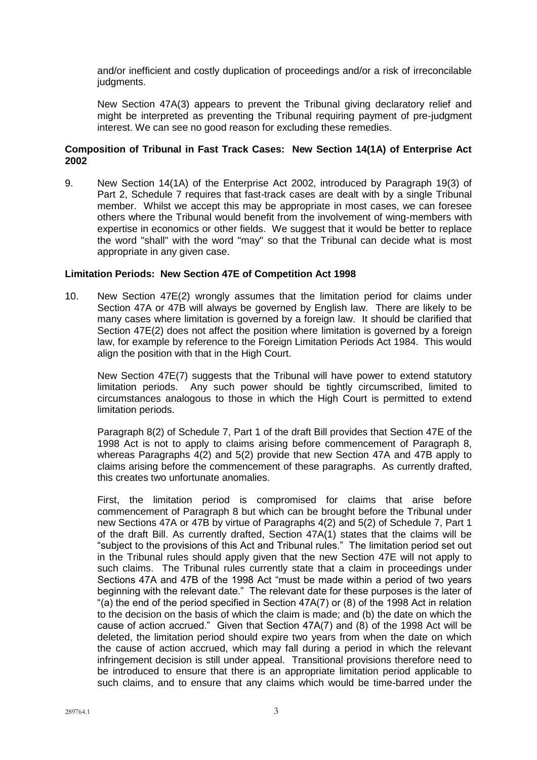and/or inefficient and costly duplication of proceedings and/or a risk of irreconcilable judgments.

New Section 47A(3) appears to prevent the Tribunal giving declaratory relief and might be interpreted as preventing the Tribunal requiring payment of pre-judgment interest. We can see no good reason for excluding these remedies.

**Composition of Tribunal in Fast Track Cases: New Section 14(1A) of Enterprise Act 2002**

9. New Section 14(1A) of the Enterprise Act 2002, introduced by Paragraph 19(3) of Part 2, Schedule 7 requires that fast-track cases are dealt with by a single Tribunal member. Whilst we accept this may be appropriate in most cases, we can foresee others where the Tribunal would benefit from the involvement of wing-members with expertise in economics or other fields. We suggest that it would be better to replace the word "shall" with the word "may" so that the Tribunal can decide what is most appropriate in any given case.

**Limitation Periods: New Section 47E of Competition Act 1998**

10. New Section 47E(2) wrongly assumes that the limitation period for claims under Section 47A or 47B will always be governed by English law. There are likely to be many cases where limitation is governed by a foreign law. It should be clarified that Section 47E(2) does not affect the position where limitation is governed by a foreign law, for example by reference to the Foreign Limitation Periods Act 1984. This would align the position with that in the High Court.

    New Section 47E(7) suggests that the Tribunal will have power to extend statutory limitation periods. Any such power should be tightly circumscribed, limited to circumstances analogous to those in which the High Court is permitted to extend limitation periods.

    Paragraph 8(2) of Schedule 7, Part 1 of the draft Bill provides that Section 47E of the 1998 Act is not to apply to claims arising before commencement of Paragraph 8, whereas Paragraphs 4(2) and 5(2) provide that new Section 47A and 47B apply to claims arising before the commencement of these paragraphs. As currently drafted, this creates two unfortunate anomalies.

    First, the limitation period is compromised for claims that arise before commencement of Paragraph 8 but which can be brought before the Tribunal under new Sections 47A or 47B by virtue of Paragraphs 4(2) and 5(2) of Schedule 7, Part 1 of the draft Bill. As currently drafted, Section 47A(1) states that the claims will be "subject to the provisions of this Act and Tribunal rules." The limitation period set out in the Tribunal rules should apply given that the new Section 47E will not apply to such claims. The Tribunal rules currently state that a claim in proceedings under Sections 47A and 47B of the 1998 Act "must be made within a period of two years beginning with the relevant date." The relevant date for these purposes is the later of "(a) the end of the period specified in Section 47A(7) or (8) of the 1998 Act in relation to the decision on the basis of which the claim is made; and (b) the date on which the cause of action accrued." Given that Section 47A(7) and (8) of the 1998 Act will be deleted, the limitation period should expire two years from when the date on which the cause of action accrued, which may fall during a period in which the relevant infringement decision is still under appeal. Transitional provisions therefore need to be introduced to ensure that there is an appropriate limitation period applicable to such claims, and to ensure that any claims which would be time-barred under the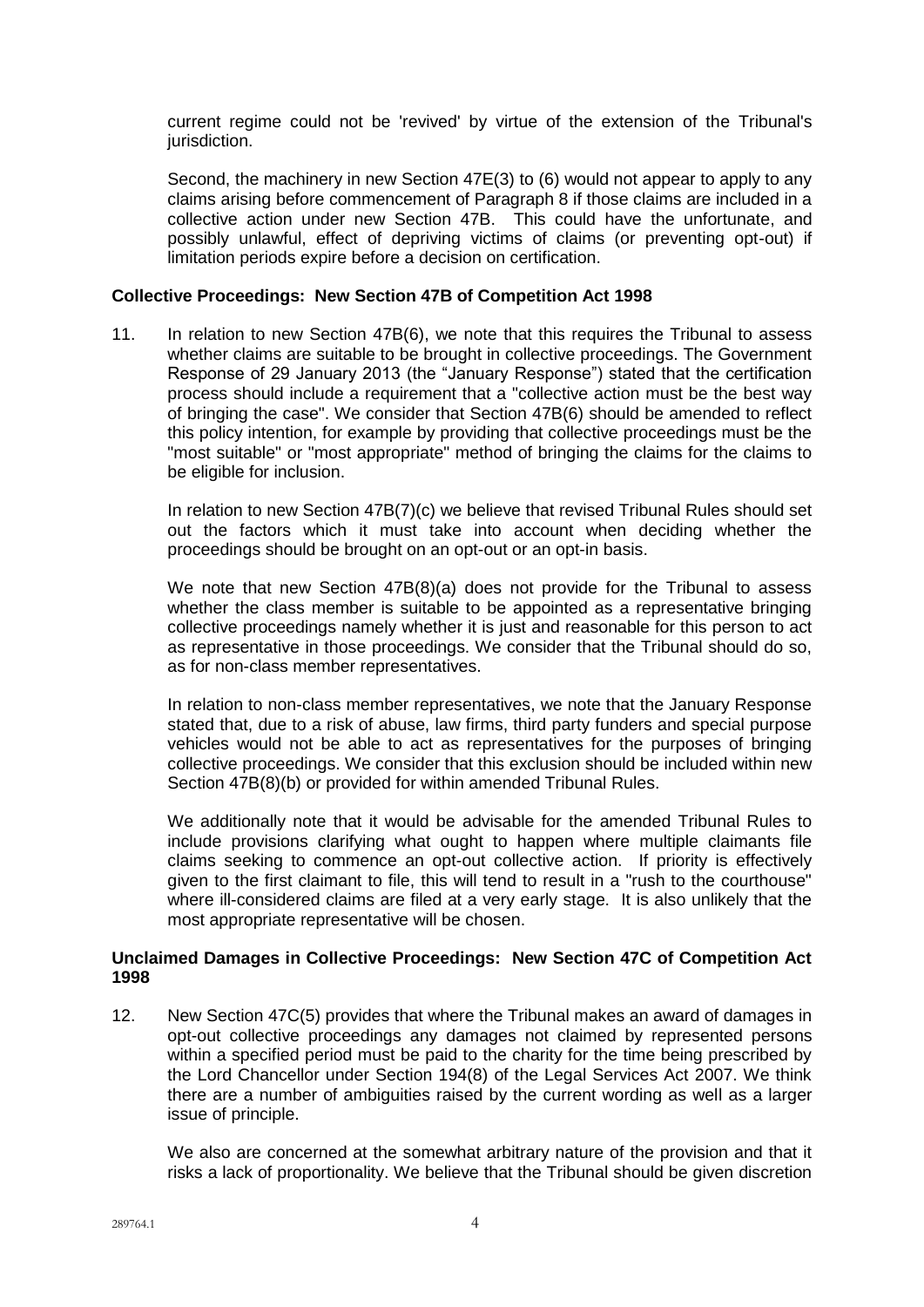current regime could not be 'revived' by virtue of the extension of the Tribunal's jurisdiction.

Second, the machinery in new Section 47E(3) to (6) would not appear to apply to any claims arising before commencement of Paragraph 8 if those claims are included in a collective action under new Section 47B. This could have the unfortunate, and possibly unlawful, effect of depriving victims of claims (or preventing opt-out) if limitation periods expire before a decision on certification.

**Collective Proceedings: New Section 47B of Competition Act 1998**

11. In relation to new Section 47B(6), we note that this requires the Tribunal to assess whether claims are suitable to be brought in collective proceedings. The Government Response of 29 January 2013 (the "January Response") stated that the certification process should include a requirement that a "collective action must be the best way of bringing the case". We consider that Section 47B(6) should be amended to reflect this policy intention, for example by providing that collective proceedings must be the "most suitable" or "most appropriate" method of bringing the claims for the claims to be eligible for inclusion.

    In relation to new Section 47B(7)(c) we believe that revised Tribunal Rules should set out the factors which it must take into account when deciding whether the proceedings should be brought on an opt-out or an opt-in basis.

    We note that new Section 47B(8)(a) does not provide for the Tribunal to assess whether the class member is suitable to be appointed as a representative bringing collective proceedings namely whether it is just and reasonable for this person to act as representative in those proceedings. We consider that the Tribunal should do so, as for non-class member representatives.

    In relation to non-class member representatives, we note that the January Response stated that, due to a risk of abuse, law firms, third party funders and special purpose vehicles would not be able to act as representatives for the purposes of bringing collective proceedings. We consider that this exclusion should be included within new Section 47B(8)(b) or provided for within amended Tribunal Rules.

    We additionally note that it would be advisable for the amended Tribunal Rules to include provisions clarifying what ought to happen where multiple claimants file claims seeking to commence an opt-out collective action. If priority is effectively given to the first claimant to file, this will tend to result in a "rush to the courthouse" where ill-considered claims are filed at a very early stage. It is also unlikely that the most appropriate representative will be chosen.

**Unclaimed Damages in Collective Proceedings: New Section 47C of Competition Act 1998**

12. New Section 47C(5) provides that where the Tribunal makes an award of damages in opt-out collective proceedings any damages not claimed by represented persons within a specified period must be paid to the charity for the time being prescribed by the Lord Chancellor under Section 194(8) of the Legal Services Act 2007. We think there are a number of ambiguities raised by the current wording as well as a larger issue of principle.

    We also are concerned at the somewhat arbitrary nature of the provision and that it risks a lack of proportionality. We believe that the Tribunal should be given discretion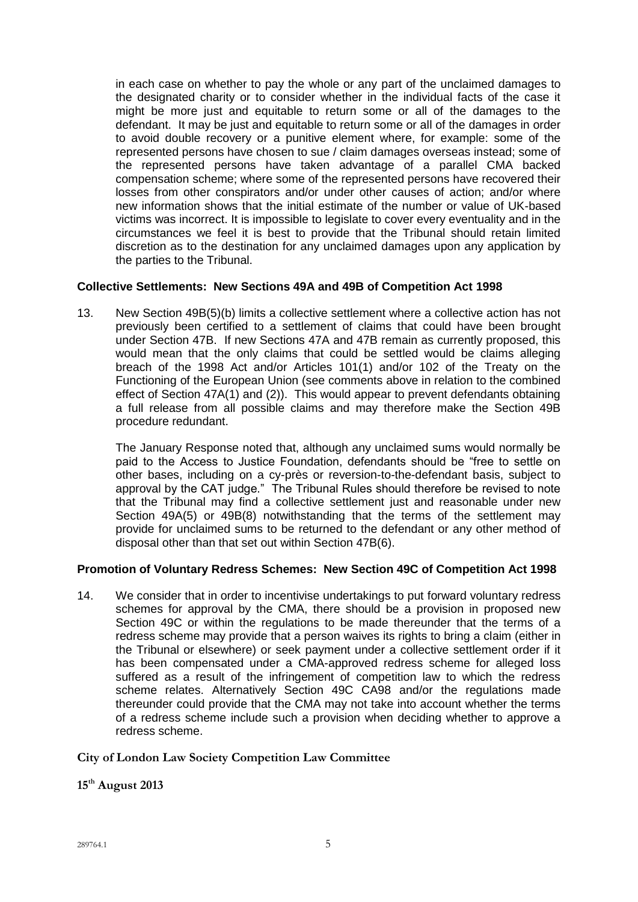in each case on whether to pay the whole or any part of the unclaimed damages to the designated charity or to consider whether in the individual facts of the case it might be more just and equitable to return some or all of the damages to the defendant. It may be just and equitable to return some or all of the damages in order to avoid double recovery or a punitive element where, for example: some of the represented persons have chosen to sue / claim damages overseas instead; some of the represented persons have taken advantage of a parallel CMA backed compensation scheme; where some of the represented persons have recovered their losses from other conspirators and/or under other causes of action; and/or where new information shows that the initial estimate of the number or value of UK-based victims was incorrect. It is impossible to legislate to cover every eventuality and in the circumstances we feel it is best to provide that the Tribunal should retain limited discretion as to the destination for any unclaimed damages upon any application by the parties to the Tribunal.

**Collective Settlements: New Sections 49A and 49B of Competition Act 1998**

13. New Section 49B(5)(b) limits a collective settlement where a collective action has not previously been certified to a settlement of claims that could have been brought under Section 47B. If new Sections 47A and 47B remain as currently proposed, this would mean that the only claims that could be settled would be claims alleging breach of the 1998 Act and/or Articles 101(1) and/or 102 of the Treaty on the Functioning of the European Union (see comments above in relation to the combined effect of Section 47A(1) and (2)). This would appear to prevent defendants obtaining a full release from all possible claims and may therefore make the Section 49B procedure redundant.

    The January Response noted that, although any unclaimed sums would normally be paid to the Access to Justice Foundation, defendants should be "free to settle on other bases, including on a cy-près or reversion-to-the-defendant basis, subject to approval by the CAT judge." The Tribunal Rules should therefore be revised to note that the Tribunal may find a collective settlement just and reasonable under new Section 49A(5) or 49B(8) notwithstanding that the terms of the settlement may provide for unclaimed sums to be returned to the defendant or any other method of disposal other than that set out within Section 47B(6).

**Promotion of Voluntary Redress Schemes: New Section 49C of Competition Act 1998**

14. We consider that in order to incentivise undertakings to put forward voluntary redress schemes for approval by the CMA, there should be a provision in proposed new Section 49C or within the regulations to be made thereunder that the terms of a redress scheme may provide that a person waives its rights to bring a claim (either in the Tribunal or elsewhere) or seek payment under a collective settlement order if it has been compensated under a CMA-approved redress scheme for alleged loss suffered as a result of the infringement of competition law to which the redress scheme relates. Alternatively Section 49C CA98 and/or the regulations made thereunder could provide that the CMA may not take into account whether the terms of a redress scheme include such a provision when deciding whether to approve a redress scheme.

**City of London Law Society Competition Law Committee**

**15th August 2013**

289764.1